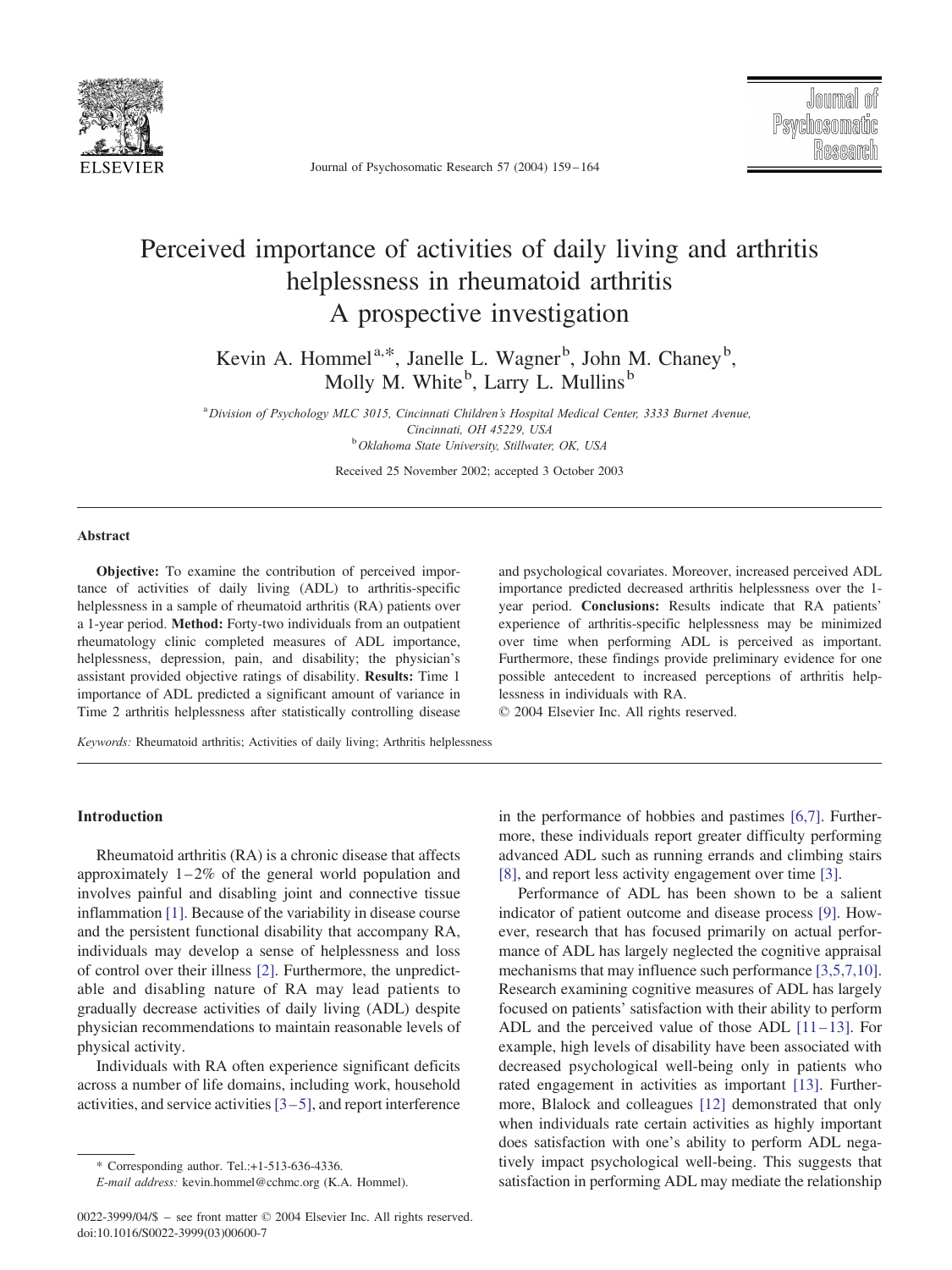# Perceived importance of activities of daily living and arthritis helplessness in rheumatoid arthritis A prospective investigation

Kevin A. Hommel[a,*], Janelle L. Wagner[b], John M. Chaney[b], Molly M. White[b], Larry L. Mullins[b]

[a] *Division of Psychology MLC 3015, Cincinnati Children's Hospital Medical Center, 3333 Burnet Avenue, Cincinnati, OH 45229, USA*
[b] *Oklahoma State University, Stillwater, OK, USA*

Received 25 November 2002; accepted 3 October 2003

## Abstract

**Objective:** To examine the contribution of perceived importance of activities of daily living (ADL) to arthritis-specific helplessness in a sample of rheumatoid arthritis (RA) patients over a 1-year period. **Method:** Forty-two individuals from an outpatient rheumatology clinic completed measures of ADL importance, helplessness, depression, pain, and disability; the physician's assistant provided objective ratings of disability. **Results:** Time 1 importance of ADL predicted a significant amount of variance in Time 2 arthritis helplessness after statistically controlling disease and psychological covariates. Moreover, increased perceived ADL importance predicted decreased arthritis helplessness over the 1-year period. **Conclusions:** Results indicate that RA patients' experience of arthritis-specific helplessness may be minimized over time when performing ADL is perceived as important. Furthermore, these findings provide preliminary evidence for one possible antecedent to increased perceptions of arthritis helplessness in individuals with RA.

© 2004 Elsevier Inc. All rights reserved.

*Keywords:* Rheumatoid arthritis; Activities of daily living; Arthritis helplessness

## Introduction

Rheumatoid arthritis (RA) is a chronic disease that affects approximately 1–2% of the general world population and involves painful and disabling joint and connective tissue inflammation [1]. Because of the variability in disease course and the persistent functional disability that accompany RA, individuals may develop a sense of helplessness and loss of control over their illness [2]. Furthermore, the unpredictable and disabling nature of RA may lead patients to gradually decrease activities of daily living (ADL) despite physician recommendations to maintain reasonable levels of physical activity.

Individuals with RA often experience significant deficits across a number of life domains, including work, household activities, and service activities [3–5], and report interference in the performance of hobbies and pastimes [6,7]. Furthermore, these individuals report greater difficulty performing advanced ADL such as running errands and climbing stairs [8], and report less activity engagement over time [3].

Performance of ADL has been shown to be a salient indicator of patient outcome and disease process [9]. However, research that has focused primarily on actual performance of ADL has largely neglected the cognitive appraisal mechanisms that may influence such performance [3,5,7,10]. Research examining cognitive measures of ADL has largely focused on patients' satisfaction with their ability to perform ADL and the perceived value of those ADL [11–13]. For example, high levels of disability have been associated with decreased psychological well-being only in patients who rated engagement in activities as important [13]. Furthermore, Blalock and colleagues [12] demonstrated that only when individuals rate certain activities as highly important does satisfaction with one's ability to perform ADL negatively impact psychological well-being. This suggests that satisfaction in performing ADL may mediate the relationship

\* Corresponding author. Tel.:+1-513-636-4336.
*E-mail address:* kevin.hommel@cchmc.org (K.A. Hommel).

0022-3999/04/$ – see front matter © 2004 Elsevier Inc. All rights reserved.
doi:10.1016/S0022-3999(03)00600-7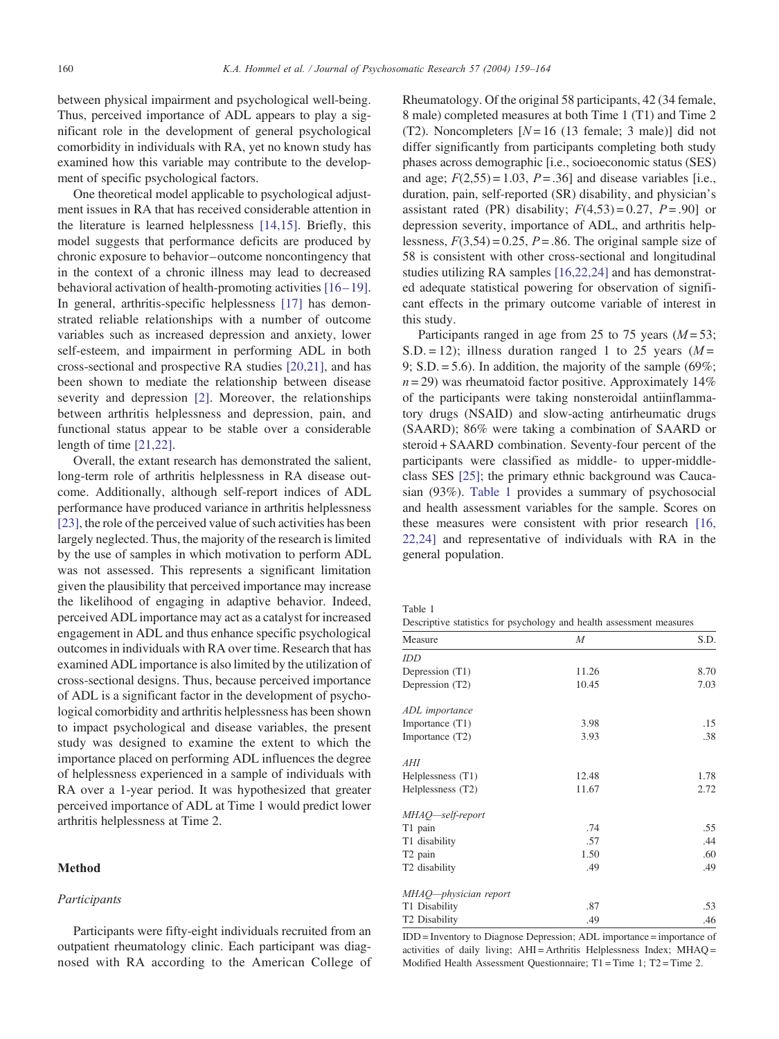between physical impairment and psychological well-being. Thus, perceived importance of ADL appears to play a significant role in the development of general psychological comorbidity in individuals with RA, yet no known study has examined how this variable may contribute to the development of specific psychological factors.

One theoretical model applicable to psychological adjustment issues in RA that has received considerable attention in the literature is learned helplessness [14,15]. Briefly, this model suggests that performance deficits are produced by chronic exposure to behavior–outcome noncontingency that in the context of a chronic illness may lead to decreased behavioral activation of health-promoting activities [16–19]. In general, arthritis-specific helplessness [17] has demonstrated reliable relationships with a number of outcome variables such as increased depression and anxiety, lower self-esteem, and impairment in performing ADL in both cross-sectional and prospective RA studies [20,21], and has been shown to mediate the relationship between disease severity and depression [2]. Moreover, the relationships between arthritis helplessness and depression, pain, and functional status appear to be stable over a considerable length of time [21,22].

Overall, the extant research has demonstrated the salient, long-term role of arthritis helplessness in RA disease outcome. Additionally, although self-report indices of ADL performance have produced variance in arthritis helplessness [23], the role of the perceived value of such activities has been largely neglected. Thus, the majority of the research is limited by the use of samples in which motivation to perform ADL was not assessed. This represents a significant limitation given the plausibility that perceived importance may increase the likelihood of engaging in adaptive behavior. Indeed, perceived ADL importance may act as a catalyst for increased engagement in ADL and thus enhance specific psychological outcomes in individuals with RA over time. Research that has examined ADL importance is also limited by the utilization of cross-sectional designs. Thus, because perceived importance of ADL is a significant factor in the development of psychological comorbidity and arthritis helplessness has been shown to impact psychological and disease variables, the present study was designed to examine the extent to which the importance placed on performing ADL influences the degree of helplessness experienced in a sample of individuals with RA over a 1-year period. It was hypothesized that greater perceived importance of ADL at Time 1 would predict lower arthritis helplessness at Time 2.

## Method

### *Participants*

Participants were fifty-eight individuals recruited from an outpatient rheumatology clinic. Each participant was diagnosed with RA according to the American College of Rheumatology. Of the original 58 participants, 42 (34 female, 8 male) completed measures at both Time 1 (T1) and Time 2 (T2). Noncompleters [$N = 16$ (13 female; 3 male)] did not differ significantly from participants completing both study phases across demographic [i.e., socioeconomic status (SES) and age; $F(2,55) = 1.03$, $P = .36$] and disease variables [i.e., duration, pain, self-reported (SR) disability, and physician's assistant rated (PR) disability; $F(4,53) = 0.27$, $P = .90$] or depression severity, importance of ADL, and arthritis helplessness, $F(3,54) = 0.25$, $P = .86$. The original sample size of 58 is consistent with other cross-sectional and longitudinal studies utilizing RA samples [16,22,24] and has demonstrated adequate statistical powering for observation of significant effects in the primary outcome variable of interest in this study.

Participants ranged in age from 25 to 75 years ($M = 53$; $S.D. = 12$); illness duration ranged 1 to 25 years ($M = 9$; $S.D. = 5.6$). In addition, the majority of the sample (69%; $n = 29$) was rheumatoid factor positive. Approximately 14% of the participants were taking nonsteroidal antiinflammatory drugs (NSAID) and slow-acting antirheumatic drugs (SAARD); 86% were taking a combination of SAARD or steroid + SAARD combination. Seventy-four percent of the participants were classified as middle- to upper-middle-class SES [25]; the primary ethnic background was Caucasian (93%). Table 1 provides a summary of psychosocial and health assessment variables for the sample. Scores on these measures were consistent with prior research [16, 22,24] and representative of individuals with RA in the general population.

Table 1
Descriptive statistics for psychology and health assessment measures

| Measure | *M* | S.D. |
|---|---|---|
| *IDD* | | |
| Depression (T1) | 11.26 | 8.70 |
| Depression (T2) | 10.45 | 7.03 |
| *ADL importance* | | |
| Importance (T1) | 3.98 | .15 |
| Importance (T2) | 3.93 | .38 |
| *AHI* | | |
| Helplessness (T1) | 12.48 | 1.78 |
| Helplessness (T2) | 11.67 | 2.72 |
| *MHAQ—self-report* | | |
| T1 pain | .74 | .55 |
| T1 disability | .57 | .44 |
| T2 pain | 1.50 | .60 |
| T2 disability | .49 | .49 |
| *MHAQ—physician report* | | |
| T1 Disability | .87 | .53 |
| T2 Disability | .49 | .46 |

IDD = Inventory to Diagnose Depression; ADL importance = importance of activities of daily living; AHI = Arthritis Helplessness Index; MHAQ = Modified Health Assessment Questionnaire; T1 = Time 1; T2 = Time 2.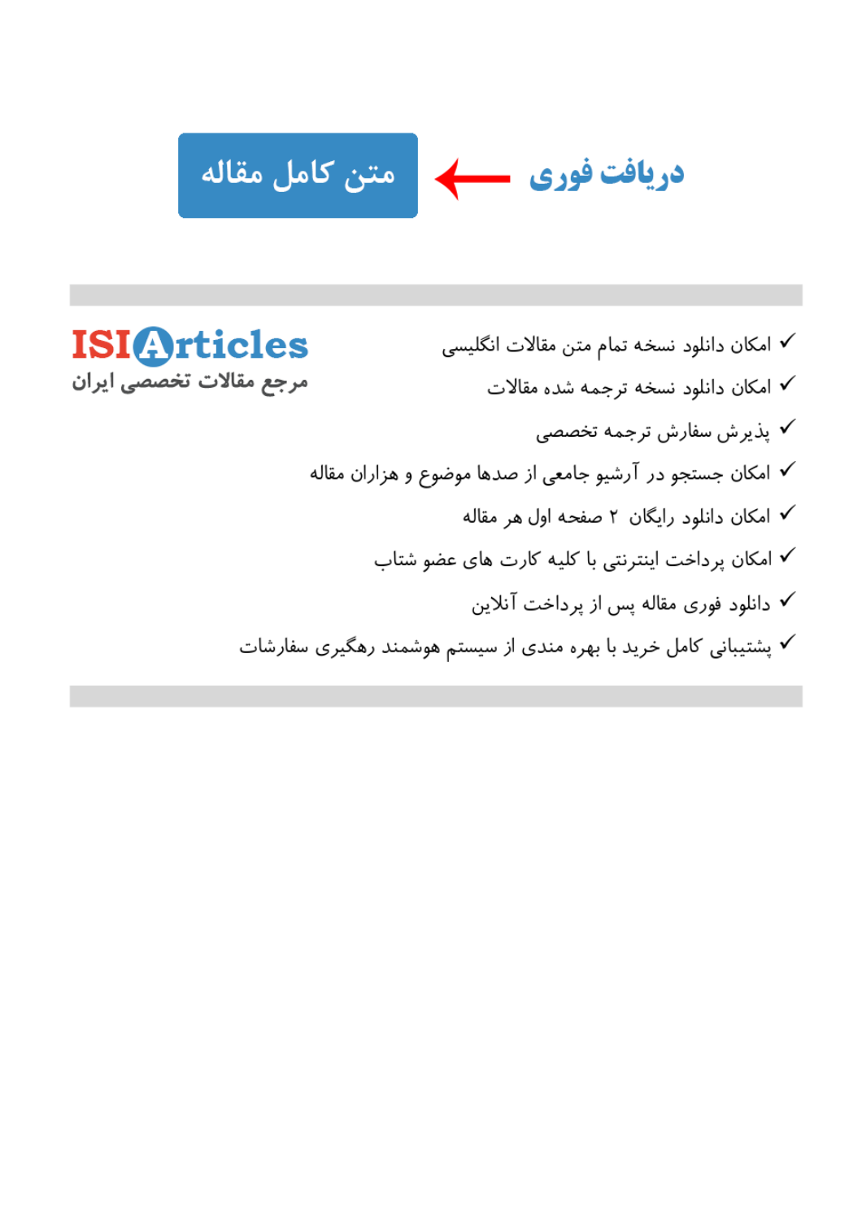متن کامل مقاله ← دریافت فوری

ISIArticles
مرجع مقالات تخصصی ایران

- ✓ امکان دانلود نسخه تمام متن مقالات انگلیسی
- ✓ امکان دانلود نسخه ترجمه شده مقالات
- ✓ پذیرش سفارش ترجمه تخصصی
- ✓ امکان جستجو در آرشیو جامعی از صدها موضوع و هزاران مقاله
- ✓ امکان دانلود رایگان ۲ صفحه اول هر مقاله
- ✓ امکان پرداخت اینترنتی با کلیه کارت های عضو شتاب
- ✓ دانلود فوری مقاله پس از پرداخت آنلاین
- ✓ پشتیبانی کامل خرید با بهره مندی از سیستم هوشمند رهگیری سفارشات